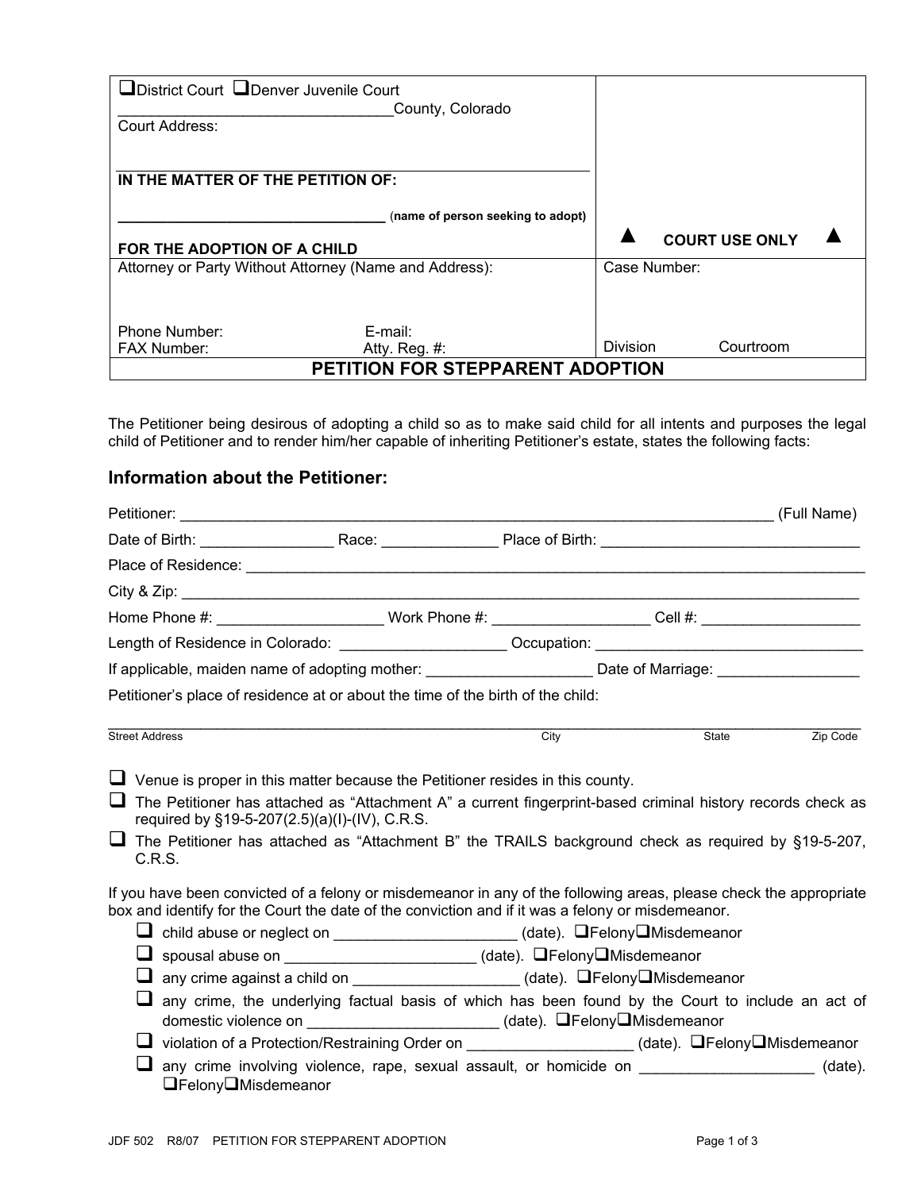| ❑District Court ❑Denver Juvenile Court<br>\_\_\_\_\_\_\_\_\_\_\_\_\_\_\_\_\_\_\_\_\_\_\_\_\_\_\_\_\_\_\_\_County, Colorado<br>Court Address:<br><br>**IN THE MATTER OF THE PETITION OF:**<br><br>\_\_\_\_\_\_\_\_\_\_\_\_\_\_\_\_\_\_\_\_\_\_\_\_\_\_\_\_\_\_\_\_\_\_ (**name of person seeking to adopt**)<br><br>**FOR THE ADOPTION OF A CHILD** | ▲ **COURT USE ONLY** ▲ |
|---|---|
| Attorney or Party Without Attorney (Name and Address):<br><br><br>Phone Number: E-mail:<br>FAX Number: Atty. Reg. #: | Case Number:<br><br><br>Division Courtroom |

## PETITION FOR STEPPARENT ADOPTION

The Petitioner being desirous of adopting a child so as to make said child for all intents and purposes the legal child of Petitioner and to render him/her capable of inheriting Petitioner's estate, states the following facts:

### Information about the Petitioner:

Petitioner: \_\_\_\_\_\_\_\_\_\_\_\_\_\_\_\_\_\_\_\_\_\_\_\_\_\_\_\_\_\_\_\_\_\_\_\_\_\_\_\_\_\_\_\_\_\_\_\_\_\_\_\_\_\_\_\_\_\_\_\_\_\_\_\_\_\_\_\_ (Full Name)

Date of Birth: \_\_\_\_\_\_\_\_\_\_\_\_\_\_\_\_ Race: \_\_\_\_\_\_\_\_\_\_\_\_\_\_ Place of Birth: \_\_\_\_\_\_\_\_\_\_\_\_\_\_\_\_\_\_\_\_\_\_\_\_\_\_\_\_\_\_\_

Place of Residence: \_\_\_\_\_\_\_\_\_\_\_\_\_\_\_\_\_\_\_\_\_\_\_\_\_\_\_\_\_\_\_\_\_\_\_\_\_\_\_\_\_\_\_\_\_\_\_\_\_\_\_\_\_\_\_\_\_\_\_\_\_\_\_\_\_\_\_\_\_\_\_\_\_\_\_

City & Zip: \_\_\_\_\_\_\_\_\_\_\_\_\_\_\_\_\_\_\_\_\_\_\_\_\_\_\_\_\_\_\_\_\_\_\_\_\_\_\_\_\_\_\_\_\_\_\_\_\_\_\_\_\_\_\_\_\_\_\_\_\_\_\_\_\_\_\_\_\_\_\_\_\_\_\_\_\_\_\_\_

Home Phone #: \_\_\_\_\_\_\_\_\_\_\_\_\_\_\_\_\_\_\_ Work Phone #: \_\_\_\_\_\_\_\_\_\_\_\_\_\_\_\_\_\_ Cell #: \_\_\_\_\_\_\_\_\_\_\_\_\_\_\_\_\_\_\_

Length of Residence in Colorado: \_\_\_\_\_\_\_\_\_\_\_\_\_\_\_\_\_\_\_ Occupation: \_\_\_\_\_\_\_\_\_\_\_\_\_\_\_\_\_\_\_\_\_\_\_\_\_\_\_\_\_\_\_\_\_\_

If applicable, maiden name of adopting mother: \_\_\_\_\_\_\_\_\_\_\_\_\_\_\_\_\_\_\_ Date of Marriage: \_\_\_\_\_\_\_\_\_\_\_\_\_\_\_\_

Petitioner's place of residence at or about the time of the birth of the child:

\_\_\_\_\_\_\_\_\_\_\_\_\_\_\_\_\_\_\_\_\_\_\_\_\_\_\_\_\_\_\_\_\_\_\_\_\_\_\_\_\_\_\_\_\_\_\_\_\_\_\_\_\_\_\_\_\_\_\_\_\_\_\_\_\_\_\_\_\_\_\_\_\_\_\_\_\_\_\_\_\_\_\_\_\_\_\_\_
Street Address City State Zip Code

- ❑ Venue is proper in this matter because the Petitioner resides in this county.
- ❑ The Petitioner has attached as "Attachment A" a current fingerprint-based criminal history records check as required by §19-5-207(2.5)(a)(I)-(IV), C.R.S.
- ❑ The Petitioner has attached as "Attachment B" the TRAILS background check as required by §19-5-207, C.R.S.

If you have been convicted of a felony or misdemeanor in any of the following areas, please check the appropriate box and identify for the Court the date of the conviction and if it was a felony or misdemeanor.

- ❑ child abuse or neglect on \_\_\_\_\_\_\_\_\_\_\_\_\_\_\_\_\_\_\_\_\_\_ (date). ❑Felony❑Misdemeanor
- ❑ spousal abuse on \_\_\_\_\_\_\_\_\_\_\_\_\_\_\_\_\_\_\_\_\_\_\_ (date). ❑Felony❑Misdemeanor
- ❑ any crime against a child on \_\_\_\_\_\_\_\_\_\_\_\_\_\_\_\_\_\_\_\_ (date). ❑Felony❑Misdemeanor
- ❑ any crime, the underlying factual basis of which has been found by the Court to include an act of domestic violence on \_\_\_\_\_\_\_\_\_\_\_\_\_\_\_\_\_\_\_\_\_\_\_ (date). ❑Felony❑Misdemeanor
- ❑ violation of a Protection/Restraining Order on \_\_\_\_\_\_\_\_\_\_\_\_\_\_\_\_\_\_\_\_ (date). ❑Felony❑Misdemeanor
- ❑ any crime involving violence, rape, sexual assault, or homicide on \_\_\_\_\_\_\_\_\_\_\_\_\_\_\_\_\_\_\_\_\_ (date). ❑Felony❑Misdemeanor

JDF 502 R8/07 PETITION FOR STEPPARENT ADOPTION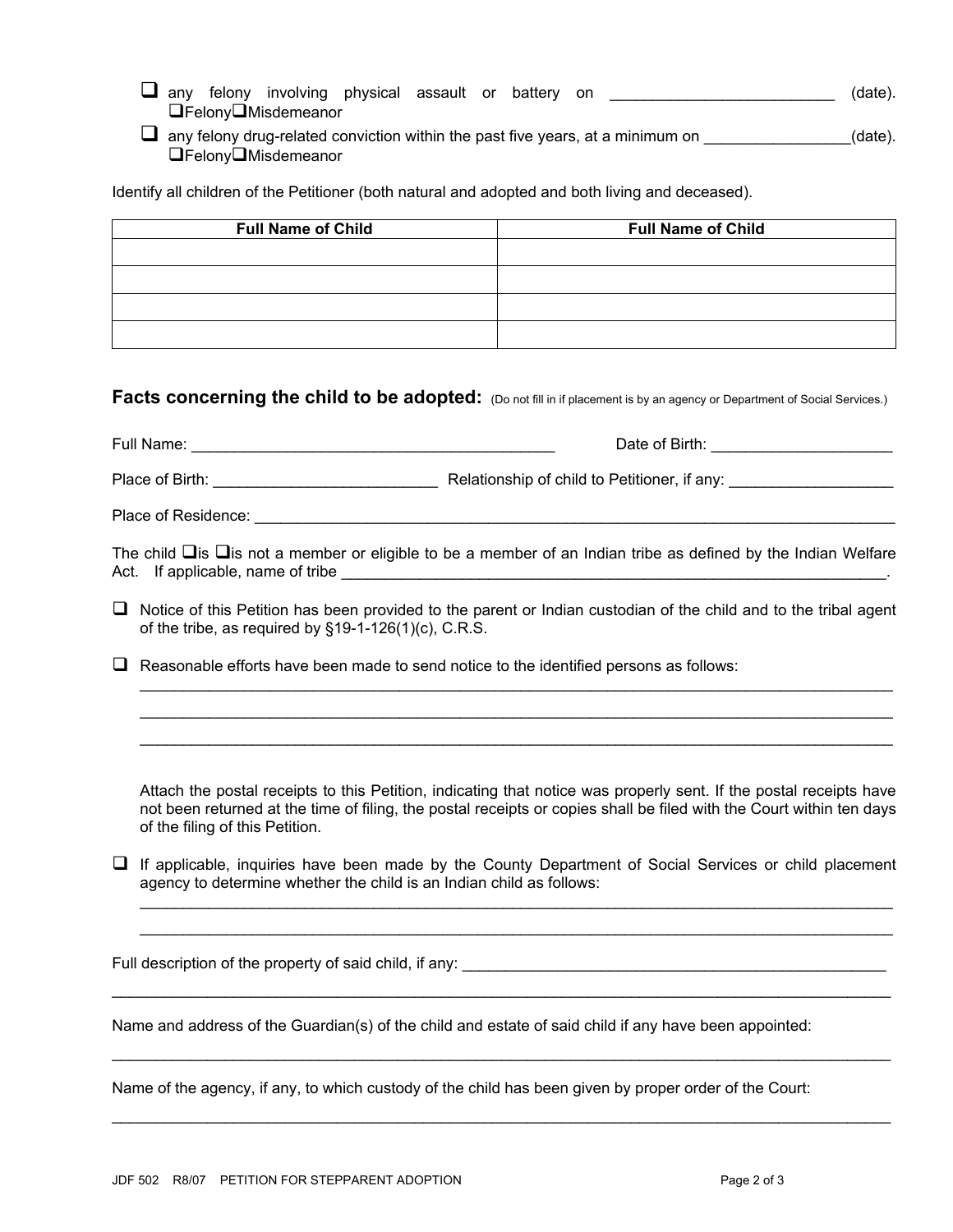- ❑ any felony involving physical assault or battery on __________________________ (date). ❑Felony❑Misdemeanor
- ❑ any felony drug-related conviction within the past five years, at a minimum on ________________(date). ❑Felony❑Misdemeanor

Identify all children of the Petitioner (both natural and adopted and both living and deceased).

| Full Name of Child | Full Name of Child |
|---|---|
| | |
| | |
| | |
| | |

## Facts concerning the child to be adopted: (Do not fill in if placement is by an agency or Department of Social Services.)

Full Name: ___________________________________________ Date of Birth: _____________________

Place of Birth: __________________________ Relationship of child to Petitioner, if any: ___________________

Place of Residence: ____________________________________________________________________________

The child ❑is ❑is not a member or eligible to be a member of an Indian tribe as defined by the Indian Welfare Act. If applicable, name of tribe _________________________________________________________________.

❑ Notice of this Petition has been provided to the parent or Indian custodian of the child and to the tribal agent of the tribe, as required by §19-1-126(1)(c), C.R.S.

❑ Reasonable efforts have been made to send notice to the identified persons as follows:

_____________________________________________________________________________________

_____________________________________________________________________________________

_____________________________________________________________________________________

Attach the postal receipts to this Petition, indicating that notice was properly sent. If the postal receipts have not been returned at the time of filing, the postal receipts or copies shall be filed with the Court within ten days of the filing of this Petition.

❑ If applicable, inquiries have been made by the County Department of Social Services or child placement agency to determine whether the child is an Indian child as follows:

_____________________________________________________________________________________

_____________________________________________________________________________________

Full description of the property of said child, if any: ___________________________________________________

_____________________________________________________________________________________________

Name and address of the Guardian(s) of the child and estate of said child if any have been appointed:

_____________________________________________________________________________________________

Name of the agency, if any, to which custody of the child has been given by proper order of the Court:

_____________________________________________________________________________________________

JDF 502 R8/07 PETITION FOR STEPPARENT ADOPTION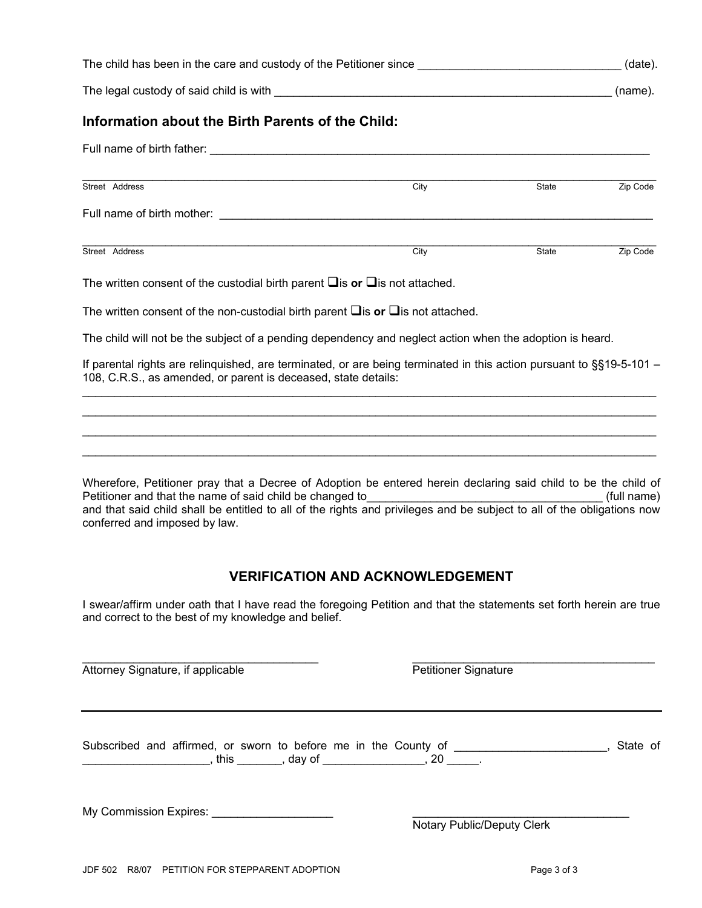The child has been in the care and custody of the Petitioner since _______________________________ (date).

The legal custody of said child is with ______________________________________________________ (name).

## Information about the Birth Parents of the Child:

Full name of birth father: ______________________________________________________________________

______________________________________________________________________________________________
Street Address City State Zip Code

Full name of birth mother: ______________________________________________________________________

______________________________________________________________________________________________
Street Address City State Zip Code

The written consent of the custodial birth parent ☐is **or** ☐is not attached.

The written consent of the non-custodial birth parent ☐is **or** ☐is not attached.

The child will not be the subject of a pending dependency and neglect action when the adoption is heard.

If parental rights are relinquished, are terminated, or are being terminated in this action pursuant to §§19-5-101 – 108, C.R.S., as amended, or parent is deceased, state details:

______________________________________________________________________________________________

______________________________________________________________________________________________

______________________________________________________________________________________________

______________________________________________________________________________________________

Wherefore, Petitioner pray that a Decree of Adoption be entered herein declaring said child to be the child of Petitioner and that the name of said child be changed to_____________________________________ (full name) and that said child shall be entitled to all of the rights and privileges and be subject to all of the obligations now conferred and imposed by law.

## VERIFICATION AND ACKNOWLEDGEMENT

I swear/affirm under oath that I have read the foregoing Petition and that the statements set forth herein are true and correct to the best of my knowledge and belief.

_____________________________________ _______________________________________
Attorney Signature, if applicable Petitioner Signature

---

Subscribed and affirmed, or sworn to before me in the County of _______________________, State of ___________________, this _______, day of ________________, 20 _____.

My Commission Expires: __________________ ___________________________________
Notary Public/Deputy Clerk

JDF 502 R8/07 PETITION FOR STEPPARENT ADOPTION